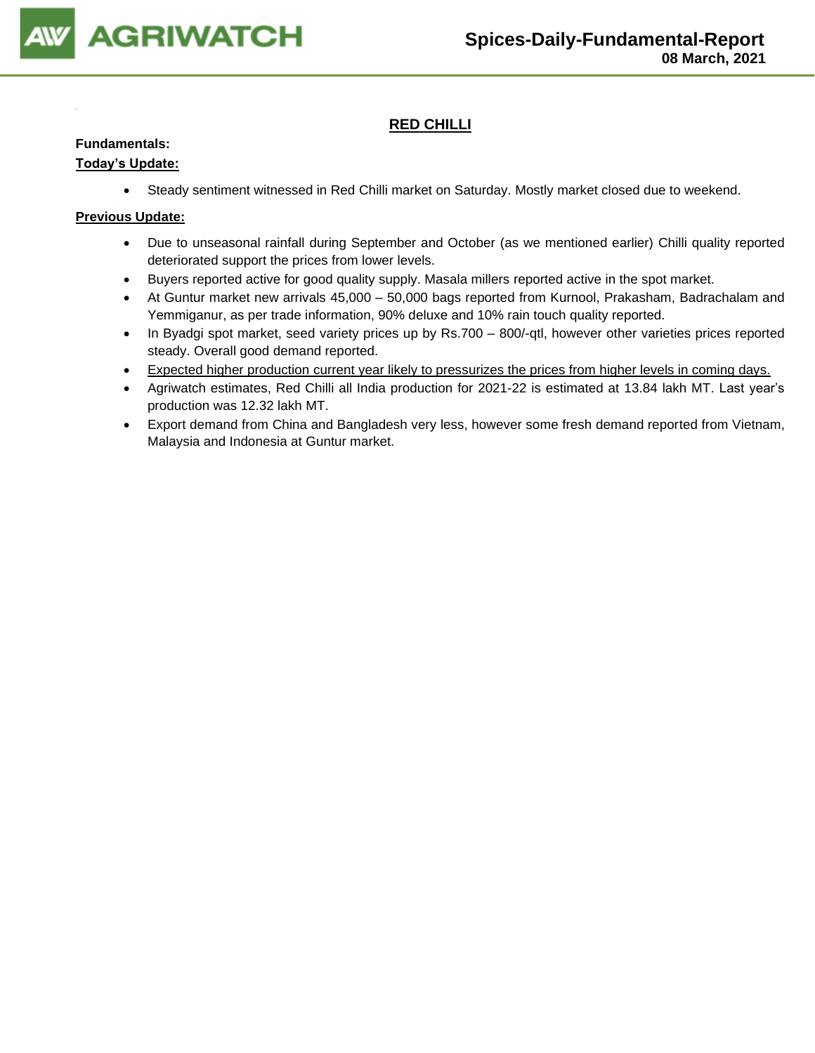# RED CHILLI

**Fundamentals:**

**Today's Update:**

- Steady sentiment witnessed in Red Chilli market on Saturday. Mostly market closed due to weekend.

**Previous Update:**

- Due to unseasonal rainfall during September and October (as we mentioned earlier) Chilli quality reported deteriorated support the prices from lower levels.
- Buyers reported active for good quality supply. Masala millers reported active in the spot market.
- At Guntur market new arrivals 45,000 – 50,000 bags reported from Kurnool, Prakasham, Badrachalam and Yemmiganur, as per trade information, 90% deluxe and 10% rain touch quality reported.
- In Byadgi spot market, seed variety prices up by Rs.700 – 800/-qtl, however other varieties prices reported steady. Overall good demand reported.
- <u>Expected higher production current year likely to pressurizes the prices from higher levels in coming days.</u>
- Agriwatch estimates, Red Chilli all India production for 2021-22 is estimated at 13.84 lakh MT. Last year's production was 12.32 lakh MT.
- Export demand from China and Bangladesh very less, however some fresh demand reported from Vietnam, Malaysia and Indonesia at Guntur market.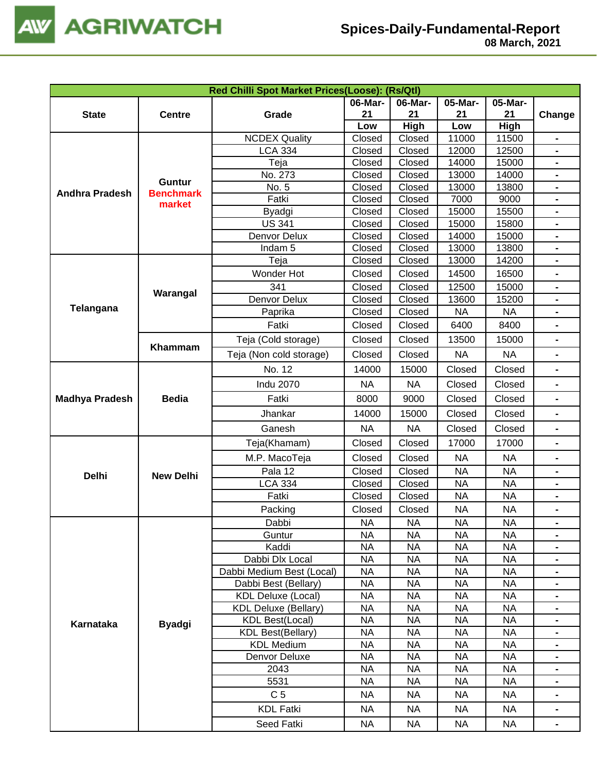# Spices-Daily-Fundamental-Report

08 March, 2021

| Red Chilli Spot Market Prices(Loose): (Rs/Qtl) | | | | | | | |
|---|---|---|---|---|---|---|---|
| State | Centre | Grade | 06-Mar-21 | 06-Mar-21 | 05-Mar-21 | 05-Mar-21 | Change |
| | | | Low | High | Low | High | |
| Andhra Pradesh | Guntur Benchmark market | NCDEX Quality | Closed | Closed | 11000 | 11500 | - |
| | | LCA 334 | Closed | Closed | 12000 | 12500 | - |
| | | Teja | Closed | Closed | 14000 | 15000 | - |
| | | No. 273 | Closed | Closed | 13000 | 14000 | - |
| | | No. 5 | Closed | Closed | 13000 | 13800 | - |
| | | Fatki | Closed | Closed | 7000 | 9000 | - |
| | | Byadgi | Closed | Closed | 15000 | 15500 | - |
| | | US 341 | Closed | Closed | 15000 | 15800 | - |
| | | Denvor Delux | Closed | Closed | 14000 | 15000 | - |
| | | Indam 5 | Closed | Closed | 13000 | 13800 | - |
| Telangana | Warangal | Teja | Closed | Closed | 13000 | 14200 | - |
| | | Wonder Hot | Closed | Closed | 14500 | 16500 | - |
| | | 341 | Closed | Closed | 12500 | 15000 | - |
| | | Denvor Delux | Closed | Closed | 13600 | 15200 | - |
| | | Paprika | Closed | Closed | NA | NA | - |
| | | Fatki | Closed | Closed | 6400 | 8400 | - |
| | Khammam | Teja (Cold storage) | Closed | Closed | 13500 | 15000 | - |
| | | Teja (Non cold storage) | Closed | Closed | NA | NA | - |
| Madhya Pradesh | Bedia | No. 12 | 14000 | 15000 | Closed | Closed | - |
| | | Indu 2070 | NA | NA | Closed | Closed | - |
| | | Fatki | 8000 | 9000 | Closed | Closed | - |
| | | Jhankar | 14000 | 15000 | Closed | Closed | - |
| | | Ganesh | NA | NA | Closed | Closed | - |
| Delhi | New Delhi | Teja(Khamam) | Closed | Closed | 17000 | 17000 | - |
| | | M.P. MacoTeja | Closed | Closed | NA | NA | - |
| | | Pala 12 | Closed | Closed | NA | NA | - |
| | | LCA 334 | Closed | Closed | NA | NA | - |
| | | Fatki | Closed | Closed | NA | NA | - |
| | | Packing | Closed | Closed | NA | NA | - |
| Karnataka | Byadgi | Dabbi | NA | NA | NA | NA | - |
| | | Guntur | NA | NA | NA | NA | - |
| | | Kaddi | NA | NA | NA | NA | - |
| | | Dabbi Dlx Local | NA | NA | NA | NA | - |
| | | Dabbi Medium Best (Local) | NA | NA | NA | NA | - |
| | | Dabbi Best (Bellary) | NA | NA | NA | NA | - |
| | | KDL Deluxe (Local) | NA | NA | NA | NA | - |
| | | KDL Deluxe (Bellary) | NA | NA | NA | NA | - |
| | | KDL Best(Local) | NA | NA | NA | NA | - |
| | | KDL Best(Bellary) | NA | NA | NA | NA | - |
| | | KDL Medium | NA | NA | NA | NA | - |
| | | Denvor Deluxe | NA | NA | NA | NA | - |
| | | 2043 | NA | NA | NA | NA | - |
| | | 5531 | NA | NA | NA | NA | - |
| | | C 5 | NA | NA | NA | NA | - |
| | | KDL Fatki | NA | NA | NA | NA | - |
| | | Seed Fatki | NA | NA | NA | NA | - |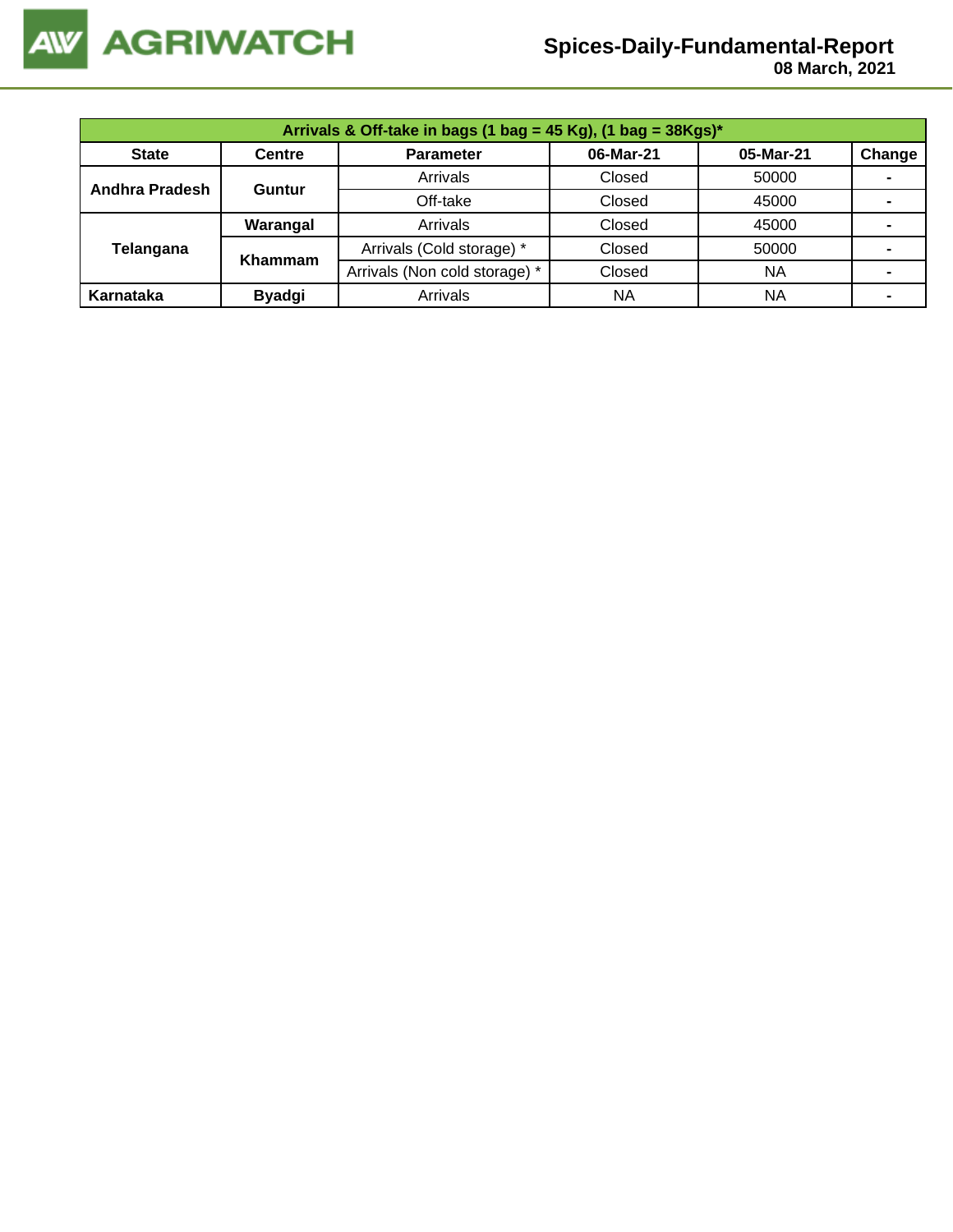| Arrivals & Off-take in bags (1 bag = 45 Kg), (1 bag = 38Kgs)* | | | | | |
|---|---|---|---|---|---|
| **State** | **Centre** | **Parameter** | **06-Mar-21** | **05-Mar-21** | **Change** |
| **Andhra Pradesh** | **Guntur** | Arrivals | Closed | 50000 | - |
| | | Off-take | Closed | 45000 | - |
| **Telangana** | **Warangal** | Arrivals | Closed | 45000 | - |
| | **Khammam** | Arrivals (Cold storage) * | Closed | 50000 | - |
| | | Arrivals (Non cold storage) * | Closed | NA | - |
| **Karnataka** | **Byadgi** | Arrivals | NA | NA | - |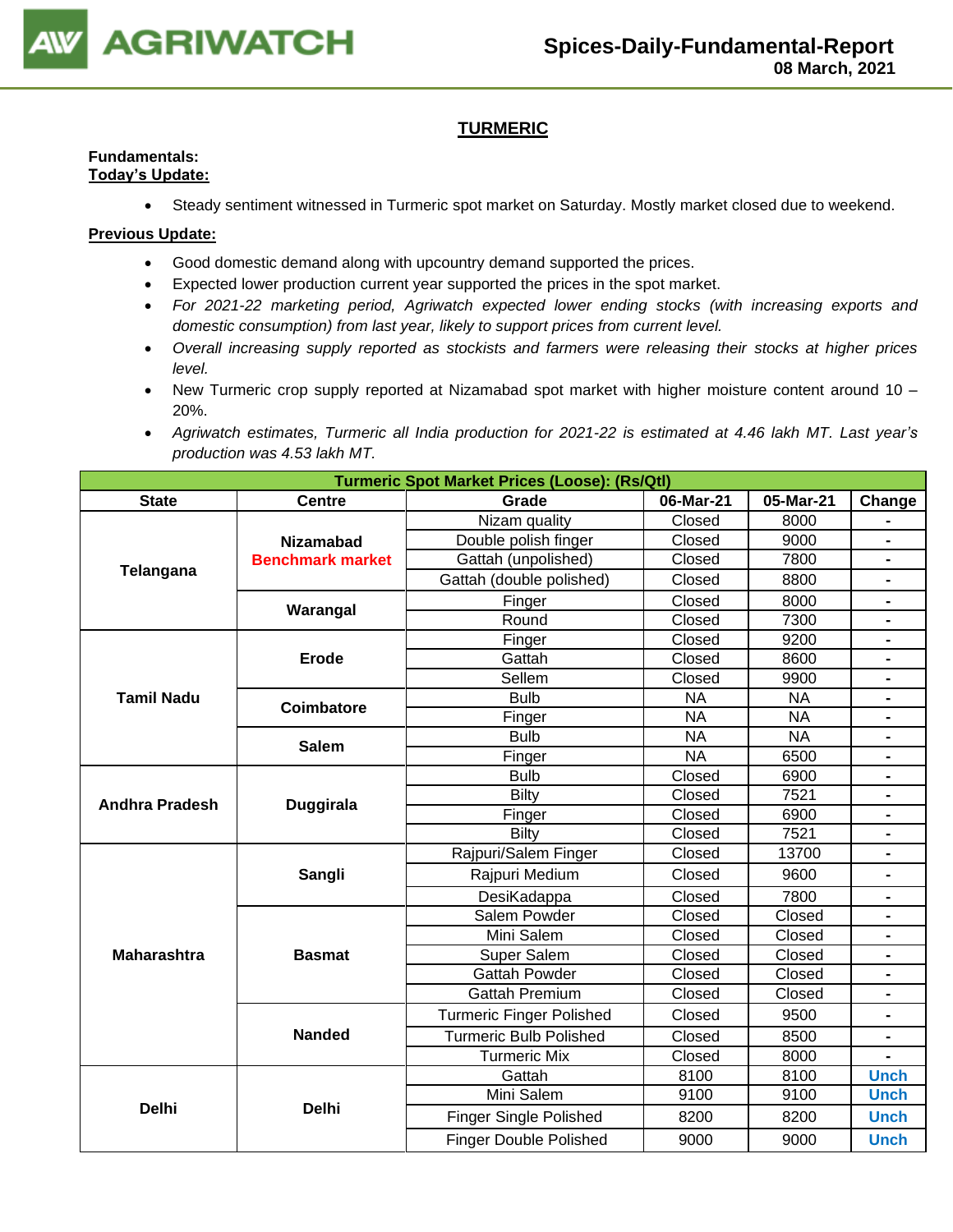## TURMERIC

**Fundamentals:**
**Today's Update:**

- Steady sentiment witnessed in Turmeric spot market on Saturday. Mostly market closed due to weekend.

**Previous Update:**

- Good domestic demand along with upcountry demand supported the prices.
- Expected lower production current year supported the prices in the spot market.
- *For 2021-22 marketing period, Agriwatch expected lower ending stocks (with increasing exports and domestic consumption) from last year, likely to support prices from current level.*
- *Overall increasing supply reported as stockists and farmers were releasing their stocks at higher prices level.*
- New Turmeric crop supply reported at Nizamabad spot market with higher moisture content around 10 – 20%.
- *Agriwatch estimates, Turmeric all India production for 2021-22 is estimated at 4.46 lakh MT. Last year's production was 4.53 lakh MT.*

| Turmeric Spot Market Prices (Loose): (Rs/Qtl) | | | | | |
|---|---|---|---|---|---|
| **State** | **Centre** | **Grade** | **06-Mar-21** | **05-Mar-21** | **Change** |
| **Telangana** | **Nizamabad Benchmark market** | Nizam quality | Closed | 8000 | - |
| | | Double polish finger | Closed | 9000 | - |
| | | Gattah (unpolished) | Closed | 7800 | - |
| | | Gattah (double polished) | Closed | 8800 | - |
| | **Warangal** | Finger | Closed | 8000 | - |
| | | Round | Closed | 7300 | - |
| **Tamil Nadu** | **Erode** | Finger | Closed | 9200 | - |
| | | Gattah | Closed | 8600 | - |
| | | Sellem | Closed | 9900 | - |
| | **Coimbatore** | Bulb | NA | NA | - |
| | | Finger | NA | NA | - |
| | **Salem** | Bulb | NA | NA | - |
| | | Finger | NA | 6500 | - |
| **Andhra Pradesh** | **Duggirala** | Bulb | Closed | 6900 | - |
| | | Bilty | Closed | 7521 | - |
| | | Finger | Closed | 6900 | - |
| | | Bilty | Closed | 7521 | - |
| **Maharashtra** | **Sangli** | Rajpuri/Salem Finger | Closed | 13700 | - |
| | | Rajpuri Medium | Closed | 9600 | - |
| | | DesiKadappa | Closed | 7800 | - |
| | **Basmat** | Salem Powder | Closed | Closed | - |
| | | Mini Salem | Closed | Closed | - |
| | | Super Salem | Closed | Closed | - |
| | | Gattah Powder | Closed | Closed | - |
| | | Gattah Premium | Closed | Closed | - |
| | **Nanded** | Turmeric Finger Polished | Closed | 9500 | - |
| | | Turmeric Bulb Polished | Closed | 8500 | - |
| | | Turmeric Mix | Closed | 8000 | - |
| **Delhi** | **Delhi** | Gattah | 8100 | 8100 | Unch |
| | | Mini Salem | 9100 | 9100 | Unch |
| | | Finger Single Polished | 8200 | 8200 | Unch |
| | | Finger Double Polished | 9000 | 9000 | Unch |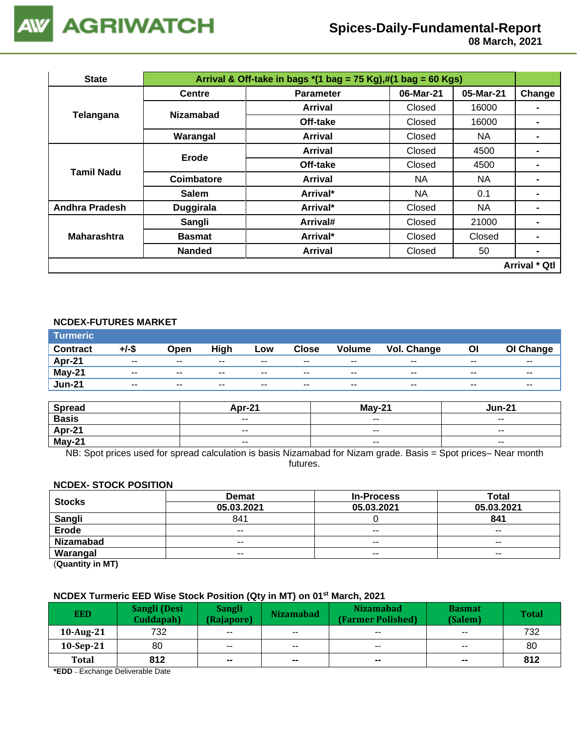| State | Arrival & Off-take in bags *(1 bag = 75 Kg),#(1 bag = 60 Kgs) | | | | |
|---|---|---|---|---|---|
| | Centre | Parameter | 06-Mar-21 | 05-Mar-21 | Change |
| Telangana | Nizamabad | Arrival | Closed | 16000 | - |
| | | Off-take | Closed | 16000 | - |
| | Warangal | Arrival | Closed | NA | - |
| Tamil Nadu | Erode | Arrival | Closed | 4500 | - |
| | | Off-take | Closed | 4500 | - |
| | Coimbatore | Arrival | NA | NA | - |
| | Salem | Arrival* | NA | 0.1 | - |
| Andhra Pradesh | Duggirala | Arrival* | Closed | NA | - |
| Maharashtra | Sangli | Arrival# | Closed | 21000 | - |
| | Basmat | Arrival* | Closed | Closed | - |
| | Nanded | Arrival | Closed | 50 | - |
| | | | | | Arrival * Qtl |

## NCDEX-FUTURES MARKET

| Turmeric | | | | | | | | | |
|---|---|---|---|---|---|---|---|---|---|
| Contract | +/-$ | Open | High | Low | Close | Volume | Vol. Change | OI | OI Change |
| Apr-21 | -- | -- | -- | -- | -- | -- | -- | -- | -- |
| May-21 | -- | -- | -- | -- | -- | -- | -- | -- | -- |
| Jun-21 | -- | -- | -- | -- | -- | -- | -- | -- | -- |

| Spread | Apr-21 | May-21 | Jun-21 |
|---|---|---|---|
| Basis | -- | -- | -- |
| Apr-21 | -- | -- | -- |
| May-21 | -- | -- | -- |

NB: Spot prices used for spread calculation is basis Nizamabad for Nizam grade. Basis = Spot prices– Near month futures.

## NCDEX- STOCK POSITION

| Stocks | Demat | In-Process | Total |
|---|---|---|---|
| | 05.03.2021 | 05.03.2021 | 05.03.2021 |
| Sangli | 841 | 0 | **841** |
| Erode | -- | -- | -- |
| Nizamabad | -- | -- | -- |
| Warangal | -- | -- | -- |

(**Quantity in MT)**

## NCDEX Turmeric EED Wise Stock Position (Qty in MT) on 01st March, 2021

| EED | Sangli (Desi Cuddapah) | Sangli (Rajapore) | Nizamabad | Nizamabad (Farmer Polished) | Basmat (Salem) | Total |
|---|---|---|---|---|---|---|
| 10-Aug-21 | 732 | -- | -- | -- | -- | 732 |
| 10-Sep-21 | 80 | -- | -- | -- | -- | 80 |
| **Total** | **812** | **--** | **--** | **--** | **--** | **812** |

***EDD** – Exchange Deliverable Date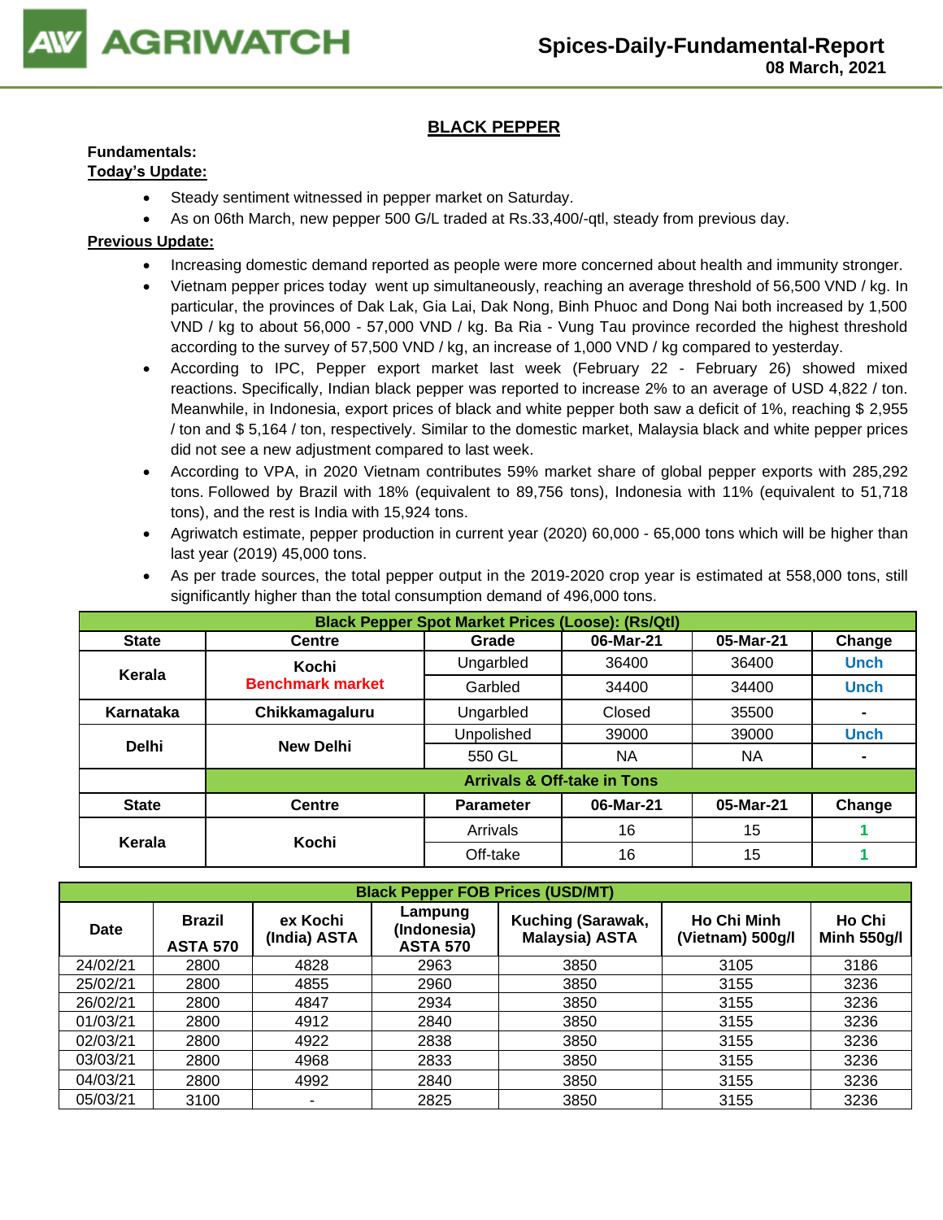# BLACK PEPPER

**Fundamentals:**

**Today's Update:**

- Steady sentiment witnessed in pepper market on Saturday.
- As on 06th March, new pepper 500 G/L traded at Rs.33,400/-qtl, steady from previous day.

**Previous Update:**

- Increasing domestic demand reported as people were more concerned about health and immunity stronger.
- Vietnam pepper prices today went up simultaneously, reaching an average threshold of 56,500 VND / kg. In particular, the provinces of Dak Lak, Gia Lai, Dak Nong, Binh Phuoc and Dong Nai both increased by 1,500 VND / kg to about 56,000 - 57,000 VND / kg. Ba Ria - Vung Tau province recorded the highest threshold according to the survey of 57,500 VND / kg, an increase of 1,000 VND / kg compared to yesterday.
- According to IPC, Pepper export market last week (February 22 - February 26) showed mixed reactions. Specifically, Indian black pepper was reported to increase 2% to an average of USD 4,822 / ton. Meanwhile, in Indonesia, export prices of black and white pepper both saw a deficit of 1%, reaching $ 2,955 / ton and $ 5,164 / ton, respectively. Similar to the domestic market, Malaysia black and white pepper prices did not see a new adjustment compared to last week.
- According to VPA, in 2020 Vietnam contributes 59% market share of global pepper exports with 285,292 tons. Followed by Brazil with 18% (equivalent to 89,756 tons), Indonesia with 11% (equivalent to 51,718 tons), and the rest is India with 15,924 tons.
- Agriwatch estimate, pepper production in current year (2020) 60,000 - 65,000 tons which will be higher than last year (2019) 45,000 tons.
- As per trade sources, the total pepper output in the 2019-2020 crop year is estimated at 558,000 tons, still significantly higher than the total consumption demand of 496,000 tons.

| Black Pepper Spot Market Prices (Loose): (Rs/Qtl) | | | | | |
|---|---|---|---|---|---|
| **State** | **Centre** | **Grade** | **06-Mar-21** | **05-Mar-21** | **Change** |
| Kerala | Kochi Benchmark market | Ungarbled | 36400 | 36400 | Unch |
| | | Garbled | 34400 | 34400 | Unch |
| Karnataka | Chikkamagaluru | Ungarbled | Closed | 35500 | - |
| Delhi | New Delhi | Unpolished | 39000 | 39000 | Unch |
| | | 550 GL | NA | NA | - |
| | **Arrivals & Off-take in Tons** | | | | |
| **State** | **Centre** | **Parameter** | **06-Mar-21** | **05-Mar-21** | **Change** |
| Kerala | Kochi | Arrivals | 16 | 15 | 1 |
| | | Off-take | 16 | 15 | 1 |

| Black Pepper FOB Prices (USD/MT) | | | | | | |
|---|---|---|---|---|---|---|
| **Date** | **Brazil ASTA 570** | **ex Kochi (India) ASTA** | **Lampung (Indonesia) ASTA 570** | **Kuching (Sarawak, Malaysia) ASTA** | **Ho Chi Minh (Vietnam) 500g/l** | **Ho Chi Minh 550g/l** |
| 24/02/21 | 2800 | 4828 | 2963 | 3850 | 3105 | 3186 |
| 25/02/21 | 2800 | 4855 | 2960 | 3850 | 3155 | 3236 |
| 26/02/21 | 2800 | 4847 | 2934 | 3850 | 3155 | 3236 |
| 01/03/21 | 2800 | 4912 | 2840 | 3850 | 3155 | 3236 |
| 02/03/21 | 2800 | 4922 | 2838 | 3850 | 3155 | 3236 |
| 03/03/21 | 2800 | 4968 | 2833 | 3850 | 3155 | 3236 |
| 04/03/21 | 2800 | 4992 | 2840 | 3850 | 3155 | 3236 |
| 05/03/21 | 3100 | - | 2825 | 3850 | 3155 | 3236 |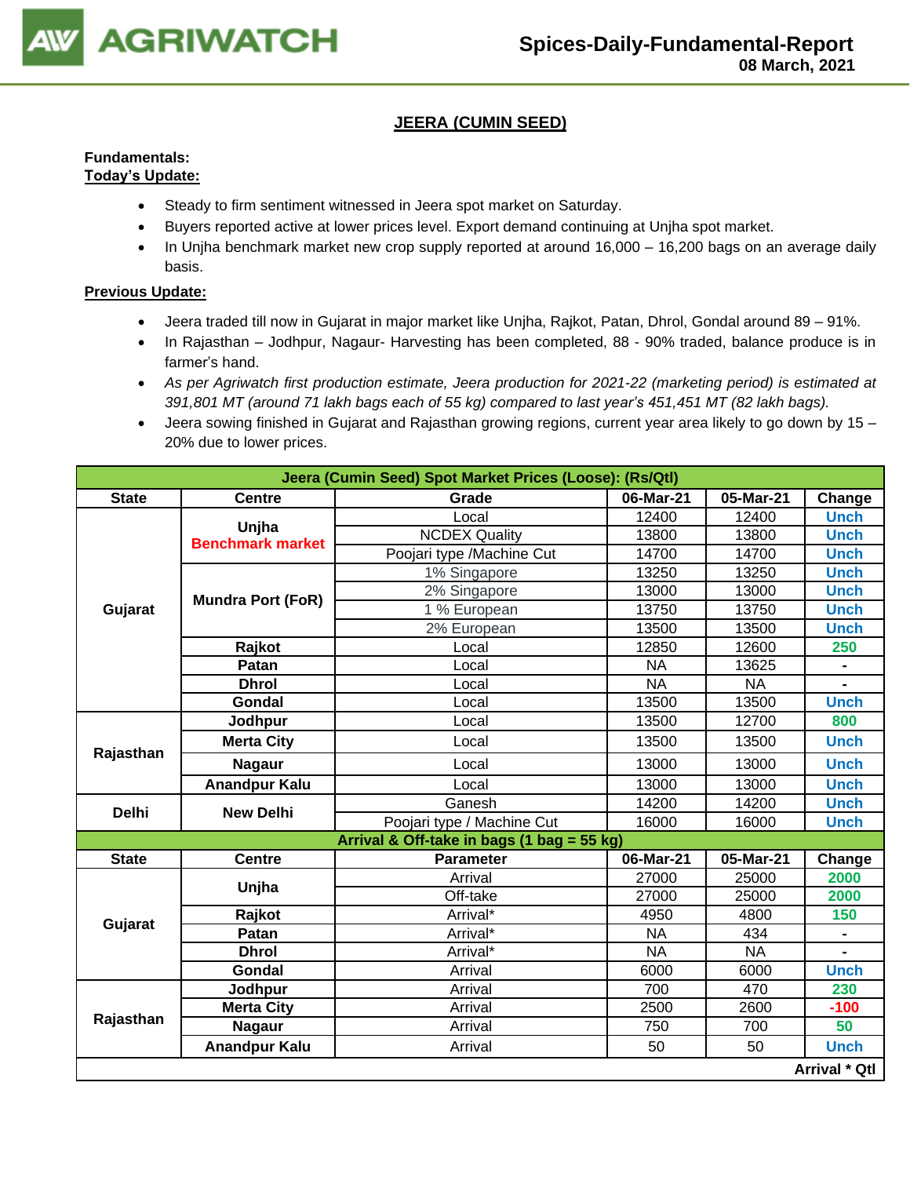## JEERA (CUMIN SEED)

**Fundamentals:**

**Today's Update:**

- Steady to firm sentiment witnessed in Jeera spot market on Saturday.
- Buyers reported active at lower prices level. Export demand continuing at Unjha spot market.
- In Unjha benchmark market new crop supply reported at around 16,000 – 16,200 bags on an average daily basis.

**Previous Update:**

- Jeera traded till now in Gujarat in major market like Unjha, Rajkot, Patan, Dhrol, Gondal around 89 – 91%.
- In Rajasthan – Jodhpur, Nagaur- Harvesting has been completed, 88 - 90% traded, balance produce is in farmer's hand.
- *As per Agriwatch first production estimate, Jeera production for 2021-22 (marketing period) is estimated at 391,801 MT (around 71 lakh bags each of 55 kg) compared to last year's 451,451 MT (82 lakh bags).*
- Jeera sowing finished in Gujarat and Rajasthan growing regions, current year area likely to go down by 15 – 20% due to lower prices.

| Jeera (Cumin Seed) Spot Market Prices (Loose): (Rs/Qtl) | | | | | |
|---|---|---|---|---|---|
| **State** | **Centre** | **Grade** | **06-Mar-21** | **05-Mar-21** | **Change** |
| Gujarat | Unjha Benchmark market | Local | 12400 | 12400 | Unch |
| | | NCDEX Quality | 13800 | 13800 | Unch |
| | | Poojari type /Machine Cut | 14700 | 14700 | Unch |
| | Mundra Port (FoR) | 1% Singapore | 13250 | 13250 | Unch |
| | | 2% Singapore | 13000 | 13000 | Unch |
| | | 1 % European | 13750 | 13750 | Unch |
| | | 2% European | 13500 | 13500 | Unch |
| | Rajkot | Local | 12850 | 12600 | 250 |
| | Patan | Local | NA | 13625 | - |
| | Dhrol | Local | NA | NA | - |
| | Gondal | Local | 13500 | 13500 | Unch |
| Rajasthan | Jodhpur | Local | 13500 | 12700 | 800 |
| | Merta City | Local | 13500 | 13500 | Unch |
| | Nagaur | Local | 13000 | 13000 | Unch |
| | Anandpur Kalu | Local | 13000 | 13000 | Unch |
| Delhi | New Delhi | Ganesh | 14200 | 14200 | Unch |
| | | Poojari type / Machine Cut | 16000 | 16000 | Unch |
| **Arrival & Off-take in bags (1 bag = 55 kg)** | | | | | |
| **State** | **Centre** | **Parameter** | **06-Mar-21** | **05-Mar-21** | **Change** |
| Gujarat | Unjha | Arrival | 27000 | 25000 | 2000 |
| | | Off-take | 27000 | 25000 | 2000 |
| | Rajkot | Arrival* | 4950 | 4800 | 150 |
| | Patan | Arrival* | NA | 434 | - |
| | Dhrol | Arrival* | NA | NA | - |
| | Gondal | Arrival | 6000 | 6000 | Unch |
| Rajasthan | Jodhpur | Arrival | 700 | 470 | 230 |
| | Merta City | Arrival | 2500 | 2600 | -100 |
| | Nagaur | Arrival | 750 | 700 | 50 |
| | Anandpur Kalu | Arrival | 50 | 50 | Unch |
| | | | | | **Arrival * Qtl** |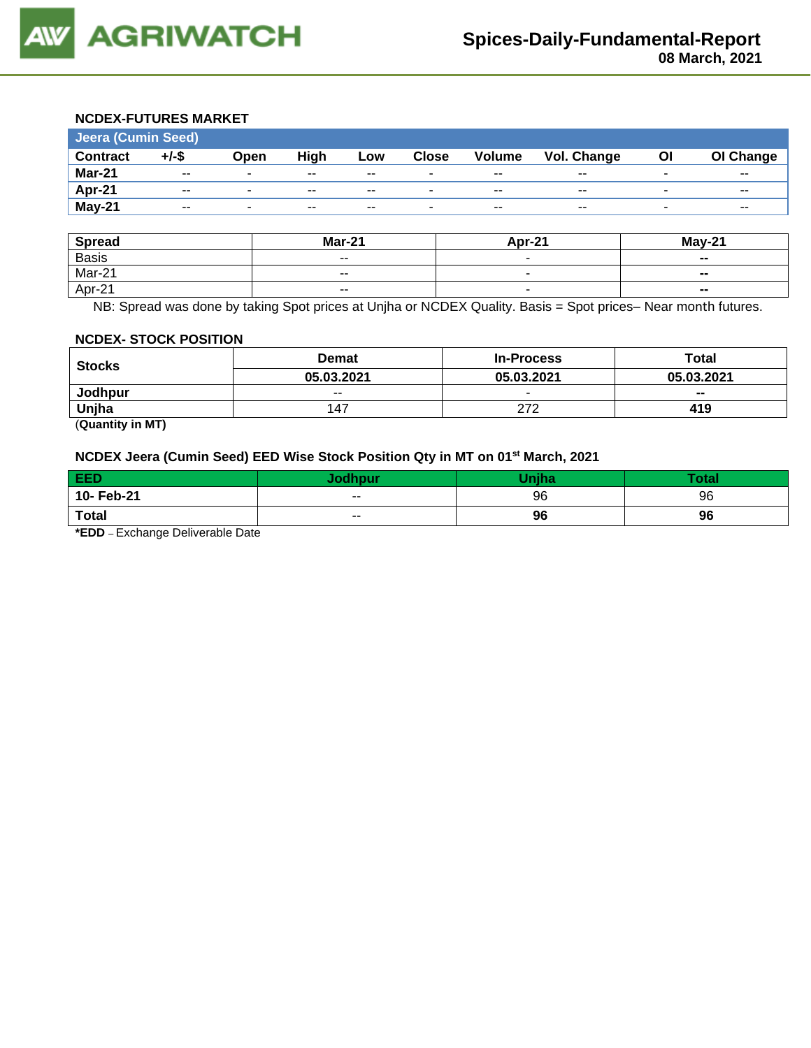### NCDEX-FUTURES MARKET

| Jeera (Cumin Seed) | | | | | | | | | |
|---|---|---|---|---|---|---|---|---|---|
| **Contract** | **+/-$** | **Open** | **High** | **Low** | **Close** | **Volume** | **Vol. Change** | **OI** | **OI Change** |
| **Mar-21** | -- | - | -- | -- | - | -- | -- | - | -- |
| **Apr-21** | -- | - | -- | -- | - | -- | -- | - | -- |
| **May-21** | -- | - | -- | -- | - | -- | -- | - | -- |

| Spread | Mar-21 | Apr-21 | May-21 |
|---|---|---|---|
| Basis | -- | - | **--** |
| Mar-21 | -- | - | **--** |
| Apr-21 | -- | - | **--** |

NB: Spread was done by taking Spot prices at Unjha or NCDEX Quality. Basis = Spot prices– Near month futures.

### NCDEX- STOCK POSITION

| Stocks | Demat | In-Process | Total |
|---|---|---|---|
| | **05.03.2021** | **05.03.2021** | **05.03.2021** |
| **Jodhpur** | -- | - | **--** |
| **Unjha** | 147 | 272 | **419** |

(**Quantity in MT)**

### NCDEX Jeera (Cumin Seed) EED Wise Stock Position Qty in MT on 01st March, 2021

| EED | Jodhpur | Unjha | Total |
|---|---|---|---|
| **10- Feb-21** | -- | 96 | 96 |
| **Total** | -- | **96** | **96** |

***EDD** – Exchange Deliverable Date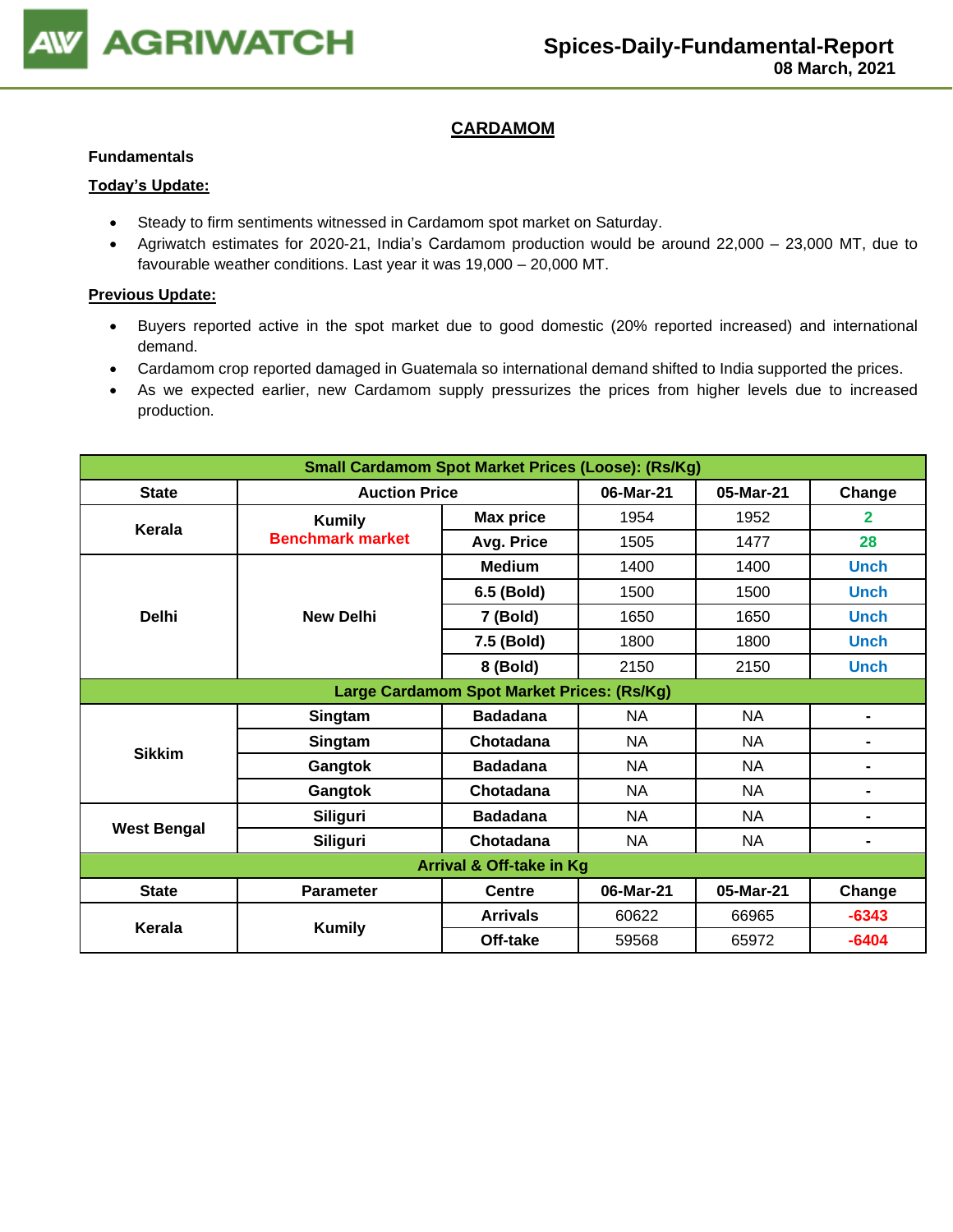## CARDAMOM

**Fundamentals**

**Today's Update:**

- Steady to firm sentiments witnessed in Cardamom spot market on Saturday.
- Agriwatch estimates for 2020-21, India's Cardamom production would be around 22,000 – 23,000 MT, due to favourable weather conditions. Last year it was 19,000 – 20,000 MT.

**Previous Update:**

- Buyers reported active in the spot market due to good domestic (20% reported increased) and international demand.
- Cardamom crop reported damaged in Guatemala so international demand shifted to India supported the prices.
- As we expected earlier, new Cardamom supply pressurizes the prices from higher levels due to increased production.

| Small Cardamom Spot Market Prices (Loose): (Rs/Kg) | | | | | |
|---|---|---|---|---|---|
| **State** | **Auction Price** | | **06-Mar-21** | **05-Mar-21** | **Change** |
| **Kerala** | **Kumily** Benchmark market | **Max price** | 1954 | 1952 | 2 |
| | | **Avg. Price** | 1505 | 1477 | 28 |
| **Delhi** | **New Delhi** | **Medium** | 1400 | 1400 | Unch |
| | | **6.5 (Bold)** | 1500 | 1500 | Unch |
| | | **7 (Bold)** | 1650 | 1650 | Unch |
| | | **7.5 (Bold)** | 1800 | 1800 | Unch |
| | | **8 (Bold)** | 2150 | 2150 | Unch |
| **Large Cardamom Spot Market Prices: (Rs/Kg)** | | | | | |
| **Sikkim** | **Singtam** | **Badadana** | NA | NA | - |
| | **Singtam** | **Chotadana** | NA | NA | - |
| | **Gangtok** | **Badadana** | NA | NA | - |
| | **Gangtok** | **Chotadana** | NA | NA | - |
| **West Bengal** | **Siliguri** | **Badadana** | NA | NA | - |
| | **Siliguri** | **Chotadana** | NA | NA | - |
| **Arrival & Off-take in Kg** | | | | | |
| **State** | **Parameter** | **Centre** | **06-Mar-21** | **05-Mar-21** | **Change** |
| **Kerala** | **Kumily** | **Arrivals** | 60622 | 66965 | -6343 |
| | | **Off-take** | 59568 | 65972 | -6404 |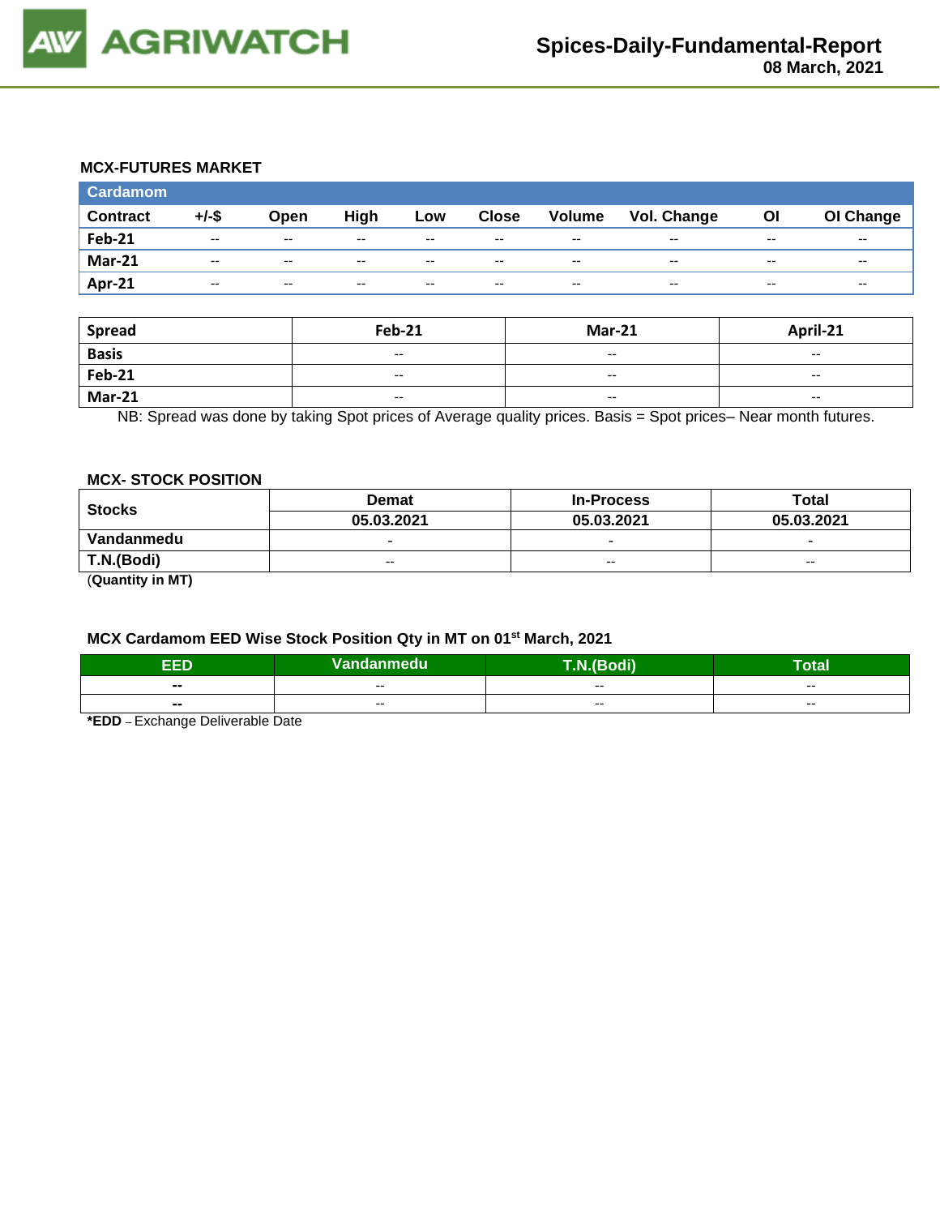### MCX-FUTURES MARKET

| Cardamom | | | | | | | | | |
|---|---|---|---|---|---|---|---|---|---|
| Contract | +/-$ | Open | High | Low | Close | Volume | Vol. Change | OI | OI Change |
| Feb-21 | -- | -- | -- | -- | -- | -- | -- | -- | -- |
| Mar-21 | -- | -- | -- | -- | -- | -- | -- | -- | -- |
| Apr-21 | -- | -- | -- | -- | -- | -- | -- | -- | -- |

| Spread | Feb-21 | Mar-21 | April-21 |
|---|---|---|---|
| Basis | -- | -- | -- |
| Feb-21 | -- | -- | -- |
| Mar-21 | -- | -- | -- |

NB: Spread was done by taking Spot prices of Average quality prices. Basis = Spot prices– Near month futures.

### MCX- STOCK POSITION

| Stocks | Demat | In-Process | Total |
|---|---|---|---|
| | 05.03.2021 | 05.03.2021 | 05.03.2021 |
| Vandanmedu | - | - | - |
| T.N.(Bodi) | -- | -- | -- |

(**Quantity in MT**)

### MCX Cardamom EED Wise Stock Position Qty in MT on 01st March, 2021

| EED | Vandanmedu | T.N.(Bodi) | Total |
|---|---|---|---|
| -- | -- | -- | -- |
| -- | -- | -- | -- |

***EDD** – Exchange Deliverable Date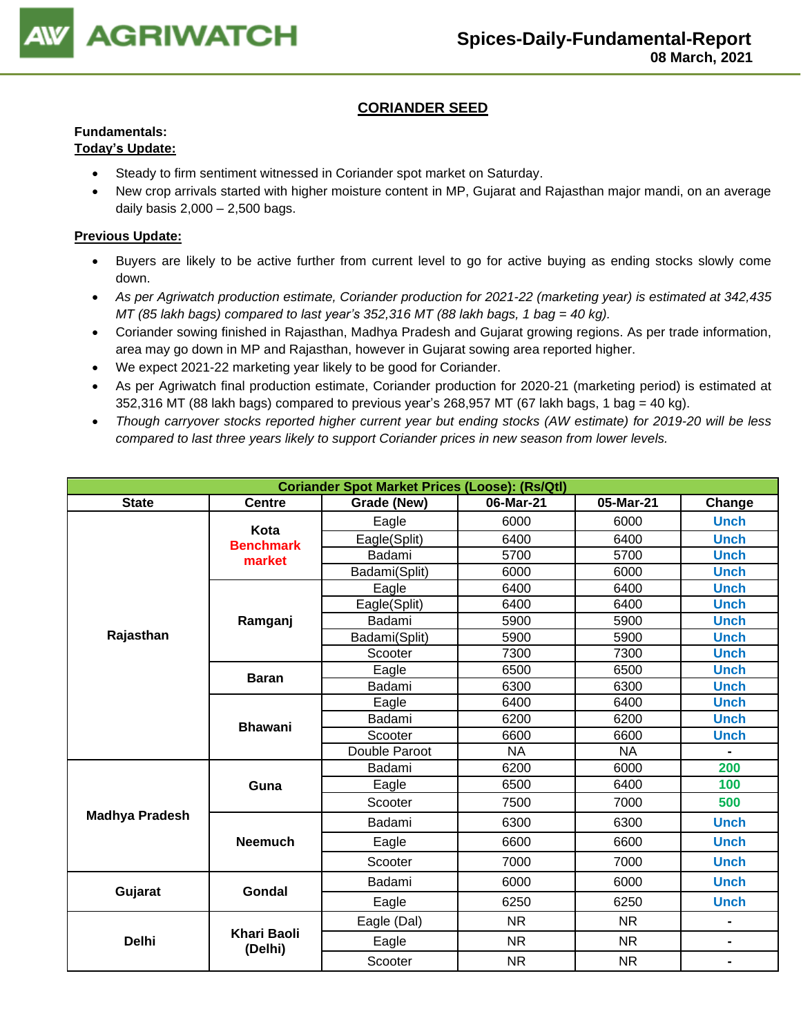## CORIANDER SEED

**Fundamentals:**

**Today's Update:**

- Steady to firm sentiment witnessed in Coriander spot market on Saturday.
- New crop arrivals started with higher moisture content in MP, Gujarat and Rajasthan major mandi, on an average daily basis 2,000 – 2,500 bags.

**Previous Update:**

- Buyers are likely to be active further from current level to go for active buying as ending stocks slowly come down.
- *As per Agriwatch production estimate, Coriander production for 2021-22 (marketing year) is estimated at 342,435 MT (85 lakh bags) compared to last year's 352,316 MT (88 lakh bags, 1 bag = 40 kg).*
- Coriander sowing finished in Rajasthan, Madhya Pradesh and Gujarat growing regions. As per trade information, area may go down in MP and Rajasthan, however in Gujarat sowing area reported higher.
- We expect 2021-22 marketing year likely to be good for Coriander.
- As per Agriwatch final production estimate, Coriander production for 2020-21 (marketing period) is estimated at 352,316 MT (88 lakh bags) compared to previous year's 268,957 MT (67 lakh bags, 1 bag = 40 kg).
- *Though carryover stocks reported higher current year but ending stocks (AW estimate) for 2019-20 will be less compared to last three years likely to support Coriander prices in new season from lower levels.*

| Coriander Spot Market Prices (Loose): (Rs/Qtl) | | | | | |
|---|---|---|---|---|---|
| **State** | **Centre** | **Grade (New)** | **06-Mar-21** | **05-Mar-21** | **Change** |
| Rajasthan | Kota Benchmark market | Eagle | 6000 | 6000 | Unch |
| | | Eagle(Split) | 6400 | 6400 | Unch |
| | | Badami | 5700 | 5700 | Unch |
| | | Badami(Split) | 6000 | 6000 | Unch |
| | Ramganj | Eagle | 6400 | 6400 | Unch |
| | | Eagle(Split) | 6400 | 6400 | Unch |
| | | Badami | 5900 | 5900 | Unch |
| | | Badami(Split) | 5900 | 5900 | Unch |
| | | Scooter | 7300 | 7300 | Unch |
| | Baran | Eagle | 6500 | 6500 | Unch |
| | | Badami | 6300 | 6300 | Unch |
| | Bhawani | Eagle | 6400 | 6400 | Unch |
| | | Badami | 6200 | 6200 | Unch |
| | | Scooter | 6600 | 6600 | Unch |
| | | Double Paroot | NA | NA | - |
| Madhya Pradesh | Guna | Badami | 6200 | 6000 | 200 |
| | | Eagle | 6500 | 6400 | 100 |
| | | Scooter | 7500 | 7000 | 500 |
| | Neemuch | Badami | 6300 | 6300 | Unch |
| | | Eagle | 6600 | 6600 | Unch |
| | | Scooter | 7000 | 7000 | Unch |
| Gujarat | Gondal | Badami | 6000 | 6000 | Unch |
| | | Eagle | 6250 | 6250 | Unch |
| Delhi | Khari Baoli (Delhi) | Eagle (Dal) | NR | NR | - |
| | | Eagle | NR | NR | - |
| | | Scooter | NR | NR | - |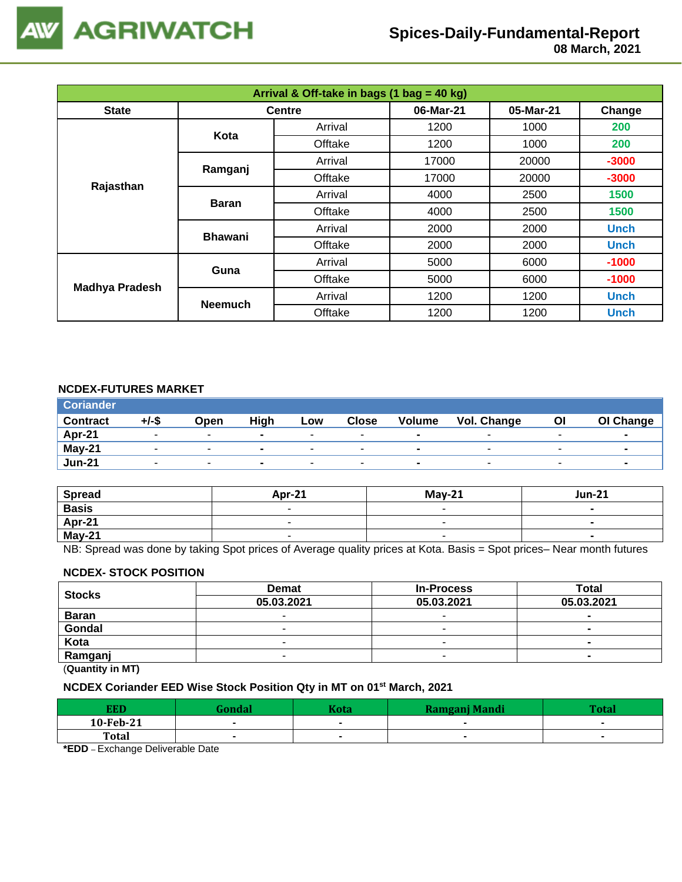**Spices-Daily-Fundamental-Report**
**08 March, 2021**

| Arrival & Off-take in bags (1 bag = 40 kg) | | | | | |
|---|---|---|---|---|---|
| **State** | **Centre** | | **06-Mar-21** | **05-Mar-21** | **Change** |
| **Rajasthan** | **Kota** | Arrival | 1200 | 1000 | 200 |
| | | Offtake | 1200 | 1000 | 200 |
| | **Ramganj** | Arrival | 17000 | 20000 | -3000 |
| | | Offtake | 17000 | 20000 | -3000 |
| | **Baran** | Arrival | 4000 | 2500 | 1500 |
| | | Offtake | 4000 | 2500 | 1500 |
| | **Bhawani** | Arrival | 2000 | 2000 | Unch |
| | | Offtake | 2000 | 2000 | Unch |
| **Madhya Pradesh** | **Guna** | Arrival | 5000 | 6000 | -1000 |
| | | Offtake | 5000 | 6000 | -1000 |
| | **Neemuch** | Arrival | 1200 | 1200 | Unch |
| | | Offtake | 1200 | 1200 | Unch |

**NCDEX-FUTURES MARKET**

| Coriander | | | | | | | | | |
|---|---|---|---|---|---|---|---|---|---|
| **Contract** | **+/-$** | **Open** | **High** | **Low** | **Close** | **Volume** | **Vol. Change** | **OI** | **OI Change** |
| **Apr-21** | - | - | - | - | - | - | - | - | - |
| **May-21** | - | - | - | - | - | - | - | - | - |
| **Jun-21** | - | - | - | - | - | - | - | - | - |

| **Spread** | **Apr-21** | **May-21** | **Jun-21** |
|---|---|---|---|
| **Basis** | - | - | - |
| **Apr-21** | - | - | - |
| **May-21** | - | - | - |

NB: Spread was done by taking Spot prices of Average quality prices at Kota. Basis = Spot prices– Near month futures

**NCDEX- STOCK POSITION**

| **Stocks** | **Demat** | **In-Process** | **Total** |
|---|---|---|---|
| | **05.03.2021** | **05.03.2021** | **05.03.2021** |
| **Baran** | - | - | - |
| **Gondal** | - | - | - |
| **Kota** | - | - | - |
| **Ramganj** | - | - | - |

(**Quantity in MT)**

**NCDEX Coriander EED Wise Stock Position Qty in MT on 01st March, 2021**

| **EED** | **Gondal** | **Kota** | **Ramganj Mandi** | **Total** |
|---|---|---|---|---|
| **10-Feb-21** | - | - | - | - |
| **Total** | - | - | - | - |

***EDD** – Exchange Deliverable Date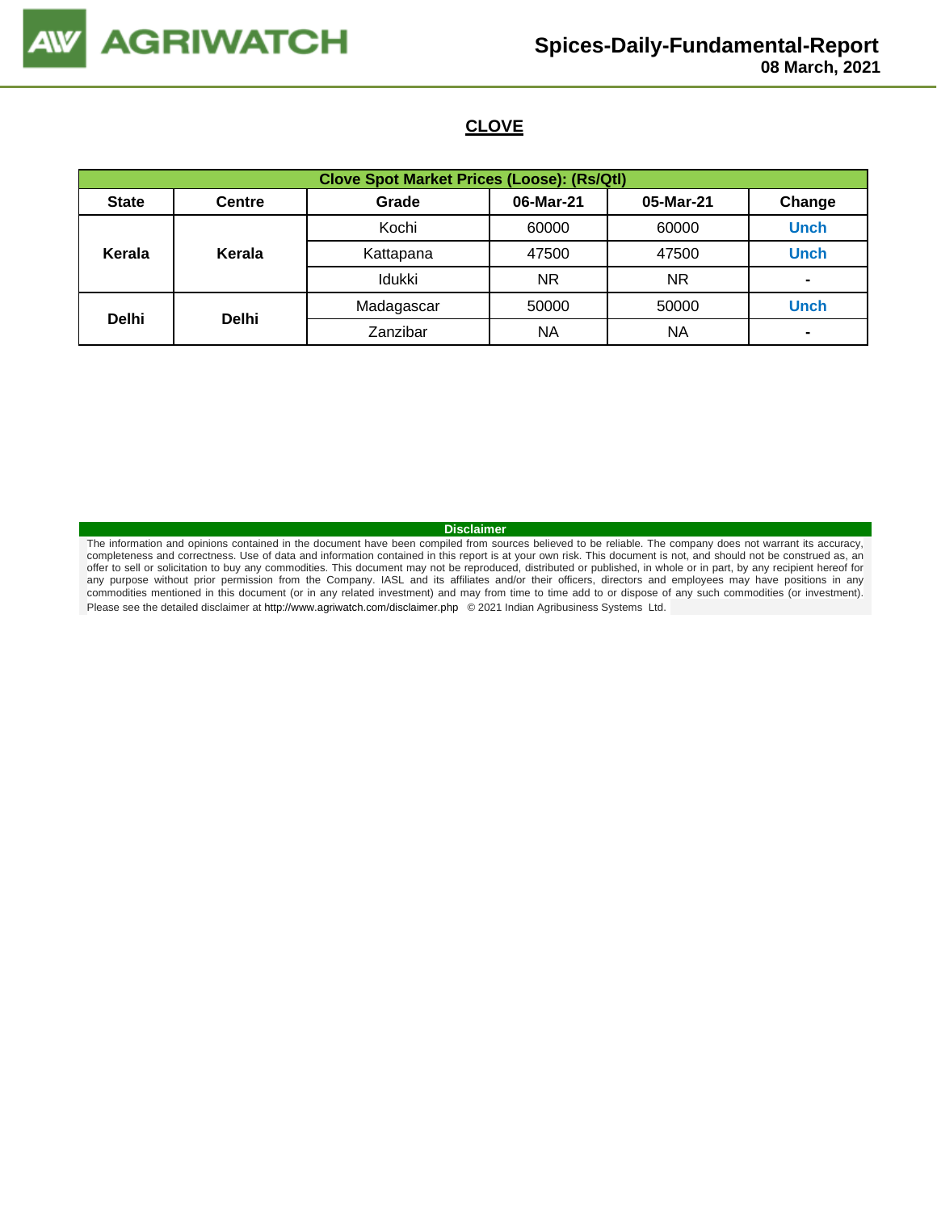## CLOVE

| Clove Spot Market Prices (Loose): (Rs/Qtl) | | | | | |
|---|---|---|---|---|---|
| **State** | **Centre** | **Grade** | **06-Mar-21** | **05-Mar-21** | **Change** |
| **Kerala** | **Kerala** | Kochi | 60000 | 60000 | **Unch** |
| | | Kattapana | 47500 | 47500 | **Unch** |
| | | Idukki | NR | NR | **-** |
| **Delhi** | **Delhi** | Madagascar | 50000 | 50000 | **Unch** |
| | | Zanzibar | NA | NA | **-** |

**Disclaimer**

The information and opinions contained in the document have been compiled from sources believed to be reliable. The company does not warrant its accuracy, completeness and correctness. Use of data and information contained in this report is at your own risk. This document is not, and should not be construed as, an offer to sell or solicitation to buy any commodities. This document may not be reproduced, distributed or published, in whole or in part, by any recipient hereof for any purpose without prior permission from the Company. IASL and its affiliates and/or their officers, directors and employees may have positions in any commodities mentioned in this document (or in any related investment) and may from time to time add to or dispose of any such commodities (or investment). Please see the detailed disclaimer at http://www.agriwatch.com/disclaimer.php © 2021 Indian Agribusiness Systems Ltd.